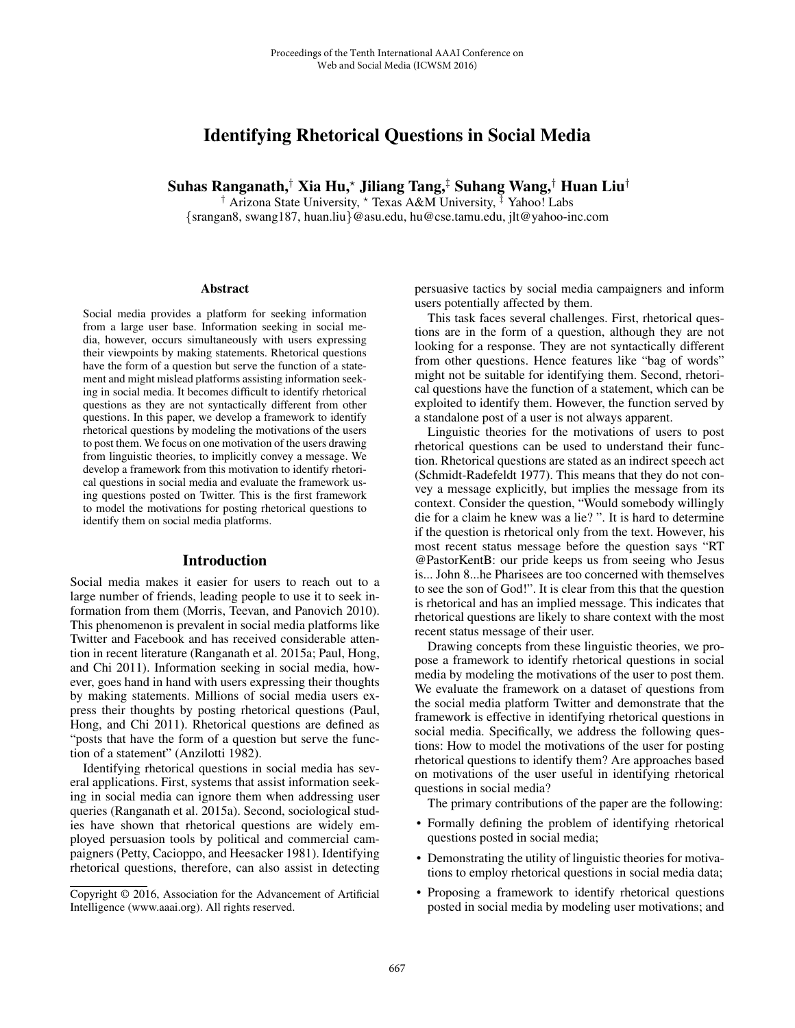# Identifying Rhetorical Questions in Social Media

**Suhas Ranganath,[†] Xia Hu,[⋆] Jiliang Tang,[‡] Suhang Wang,[†] Huan Liu[†]**

[†] Arizona State University, [⋆] Texas A&M University, [‡] Yahoo! Labs
{srangan8, swang187, huan.liu}@asu.edu, hu@cse.tamu.edu, jlt@yahoo-inc.com

## Abstract

Social media provides a platform for seeking information from a large user base. Information seeking in social media, however, occurs simultaneously with users expressing their viewpoints by making statements. Rhetorical questions have the form of a question but serve the function of a statement and might mislead platforms assisting information seeking in social media. It becomes difficult to identify rhetorical questions as they are not syntactically different from other questions. In this paper, we develop a framework to identify rhetorical questions by modeling the motivations of the users to post them. We focus on one motivation of the users drawing from linguistic theories, to implicitly convey a message. We develop a framework from this motivation to identify rhetorical questions in social media and evaluate the framework using questions posted on Twitter. This is the first framework to model the motivations for posting rhetorical questions to identify them on social media platforms.

## Introduction

Social media makes it easier for users to reach out to a large number of friends, leading people to use it to seek information from them (Morris, Teevan, and Panovich 2010). This phenomenon is prevalent in social media platforms like Twitter and Facebook and has received considerable attention in recent literature (Ranganath et al. 2015a; Paul, Hong, and Chi 2011). Information seeking in social media, however, goes hand in hand with users expressing their thoughts by making statements. Millions of social media users express their thoughts by posting rhetorical questions (Paul, Hong, and Chi 2011). Rhetorical questions are defined as "posts that have the form of a question but serve the function of a statement" (Anzilotti 1982).

Identifying rhetorical questions in social media has several applications. First, systems that assist information seeking in social media can ignore them when addressing user queries (Ranganath et al. 2015a). Second, sociological studies have shown that rhetorical questions are widely employed persuasion tools by political and commercial campaigners (Petty, Cacioppo, and Heesacker 1981). Identifying rhetorical questions, therefore, can also assist in detecting persuasive tactics by social media campaigners and inform users potentially affected by them.

This task faces several challenges. First, rhetorical questions are in the form of a question, although they are not looking for a response. They are not syntactically different from other questions. Hence features like "bag of words" might not be suitable for identifying them. Second, rhetorical questions have the function of a statement, which can be exploited to identify them. However, the function served by a standalone post of a user is not always apparent.

Linguistic theories for the motivations of users to post rhetorical questions can be used to understand their function. Rhetorical questions are stated as an indirect speech act (Schmidt-Radefeldt 1977). This means that they do not convey a message explicitly, but implies the message from its context. Consider the question, "Would somebody willingly die for a claim he knew was a lie? ". It is hard to determine if the question is rhetorical only from the text. However, his most recent status message before the question says "RT @PastorKentB: our pride keeps us from seeing who Jesus is... John 8...he Pharisees are too concerned with themselves to see the son of God!". It is clear from this that the question is rhetorical and has an implied message. This indicates that rhetorical questions are likely to share context with the most recent status message of their user.

Drawing concepts from these linguistic theories, we propose a framework to identify rhetorical questions in social media by modeling the motivations of the user to post them. We evaluate the framework on a dataset of questions from the social media platform Twitter and demonstrate that the framework is effective in identifying rhetorical questions in social media. Specifically, we address the following questions: How to model the motivations of the user for posting rhetorical questions to identify them? Are approaches based on motivations of the user useful in identifying rhetorical questions in social media?

The primary contributions of the paper are the following:

- Formally defining the problem of identifying rhetorical questions posted in social media;
- Demonstrating the utility of linguistic theories for motivations to employ rhetorical questions in social media data;
- Proposing a framework to identify rhetorical questions posted in social media by modeling user motivations; and

Copyright © 2016, Association for the Advancement of Artificial Intelligence (www.aaai.org). All rights reserved.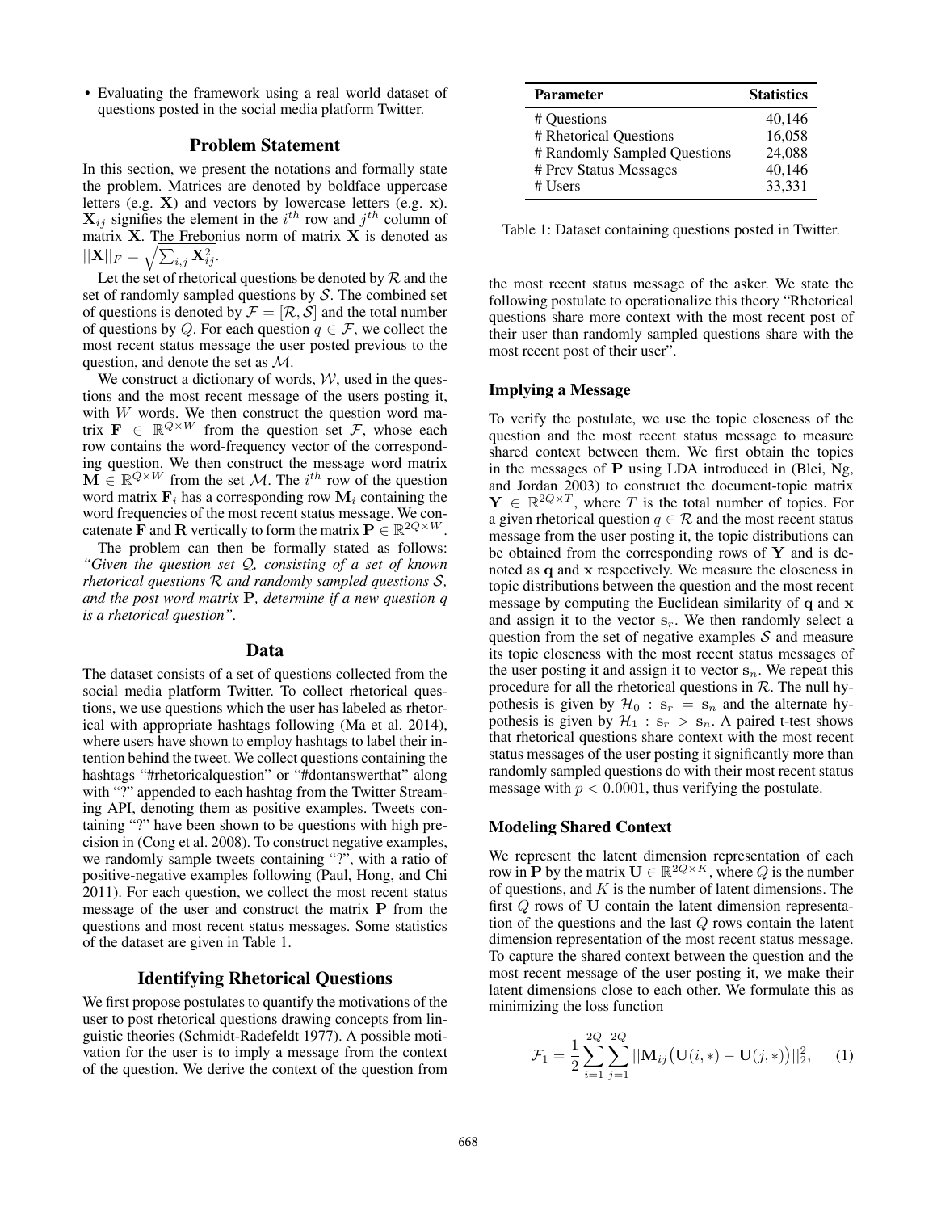- Evaluating the framework using a real world dataset of questions posted in the social media platform Twitter.

## Problem Statement

In this section, we present the notations and formally state the problem. Matrices are denoted by boldface uppercase letters (e.g. $\mathbf{X}$) and vectors by lowercase letters (e.g. $\mathbf{x}$). $\mathbf{X}_{ij}$ signifies the element in the $i^{th}$ row and $j^{th}$ column of matrix $\mathbf{X}$. The Frebonius norm of matrix $\mathbf{X}$ is denoted as $||\mathbf{X}||_F = \sqrt{\sum_{i,j} \mathbf{X}_{ij}^2}$.

Let the set of rhetorical questions be denoted by $\mathcal{R}$ and the set of randomly sampled questions by $\mathcal{S}$. The combined set of questions is denoted by $\mathcal{F} = [\mathcal{R}, \mathcal{S}]$ and the total number of questions by $Q$. For each question $q \in \mathcal{F}$, we collect the most recent status message the user posted previous to the question, and denote the set as $\mathcal{M}$.

We construct a dictionary of words, $\mathcal{W}$, used in the questions and the most recent message of the users posting it, with $W$ words. We then construct the question word matrix $\mathbf{F} \in \mathbb{R}^{Q \times W}$ from the question set $\mathcal{F}$, whose each row contains the word-frequency vector of the corresponding question. We then construct the message word matrix $\mathbf{M} \in \mathbb{R}^{Q \times W}$ from the set $\mathcal{M}$. The $i^{th}$ row of the question word matrix $\mathbf{F}_i$ has a corresponding row $\mathbf{M}_i$ containing the word frequencies of the most recent status message. We concatenate $\mathbf{F}$ and $\mathbf{R}$ vertically to form the matrix $\mathbf{P} \in \mathbb{R}^{2Q \times W}$.

The problem can then be formally stated as follows: *"Given the question set $\mathcal{Q}$, consisting of a set of known rhetorical questions $\mathcal{R}$ and randomly sampled questions $\mathcal{S}$, and the post word matrix $\mathbf{P}$, determine if a new question $q$ is a rhetorical question".*

## Data

The dataset consists of a set of questions collected from the social media platform Twitter. To collect rhetorical questions, we use questions which the user has labeled as rhetorical with appropriate hashtags following (Ma et al. 2014), where users have shown to employ hashtags to label their intention behind the tweet. We collect questions containing the hashtags "#rhetoricalquestion" or "#dontanswerthat" along with "?" appended to each hashtag from the Twitter Streaming API, denoting them as positive examples. Tweets containing "?" have been shown to be questions with high precision in (Cong et al. 2008). To construct negative examples, we randomly sample tweets containing "?", with a ratio of positive-negative examples following (Paul, Hong, and Chi 2011). For each question, we collect the most recent status message of the user and construct the matrix $\mathbf{P}$ from the questions and most recent status messages. Some statistics of the dataset are given in Table 1.

| Parameter | Statistics |
|---|---|
| # Questions | 40,146 |
| # Rhetorical Questions | 16,058 |
| # Randomly Sampled Questions | 24,088 |
| # Prev Status Messages | 40,146 |
| # Users | 33,331 |

Table 1: Dataset containing questions posted in Twitter.

## Identifying Rhetorical Questions

We first propose postulates to quantify the motivations of the user to post rhetorical questions drawing concepts from linguistic theories (Schmidt-Radefeldt 1977). A possible motivation for the user is to imply a message from the context of the question. We derive the context of the question from the most recent status message of the asker. We state the following postulate to operationalize this theory "Rhetorical questions share more context with the most recent post of their user than randomly sampled questions share with the most recent post of their user".

### Implying a Message

To verify the postulate, we use the topic closeness of the question and the most recent status message to measure shared context between them. We first obtain the topics in the messages of $\mathbf{P}$ using LDA introduced in (Blei, Ng, and Jordan 2003) to construct the document-topic matrix $\mathbf{Y} \in \mathbb{R}^{2Q \times T}$, where $T$ is the total number of topics. For a given rhetorical question $q \in \mathcal{R}$ and the most recent status message from the user posting it, the topic distributions can be obtained from the corresponding rows of $\mathbf{Y}$ and is denoted as $\mathbf{q}$ and $\mathbf{x}$ respectively. We measure the closeness in topic distributions between the question and the most recent message by computing the Euclidean similarity of $\mathbf{q}$ and $\mathbf{x}$ and assign it to the vector $\mathbf{s}_r$. We then randomly select a question from the set of negative examples $\mathcal{S}$ and measure its topic closeness with the most recent status messages of the user posting it and assign it to vector $\mathbf{s}_n$. We repeat this procedure for all the rhetorical questions in $\mathcal{R}$. The null hypothesis is given by $\mathcal{H}_0 : \mathbf{s}_r = \mathbf{s}_n$ and the alternate hypothesis is given by $\mathcal{H}_1 : \mathbf{s}_r > \mathbf{s}_n$. A paired t-test shows that rhetorical questions share context with the most recent status messages of the user posting it significantly more than randomly sampled questions do with their most recent status message with $p < 0.0001$, thus verifying the postulate.

### Modeling Shared Context

We represent the latent dimension representation of each row in $\mathbf{P}$ by the matrix $\mathbf{U} \in \mathbb{R}^{2Q \times K}$, where $Q$ is the number of questions, and $K$ is the number of latent dimensions. The first $Q$ rows of $\mathbf{U}$ contain the latent dimension representation of the questions and the last $Q$ rows contain the latent dimension representation of the most recent status message. To capture the shared context between the question and the most recent message of the user posting it, we make their latent dimensions close to each other. We formulate this as minimizing the loss function

$$\mathcal{F}_1 = \frac{1}{2} \sum_{i=1}^{2Q} \sum_{j=1}^{2Q} ||\mathbf{M}_{ij} \big(\mathbf{U}(i,*) - \mathbf{U}(j,*)\big)||_2^2, \quad (1)$$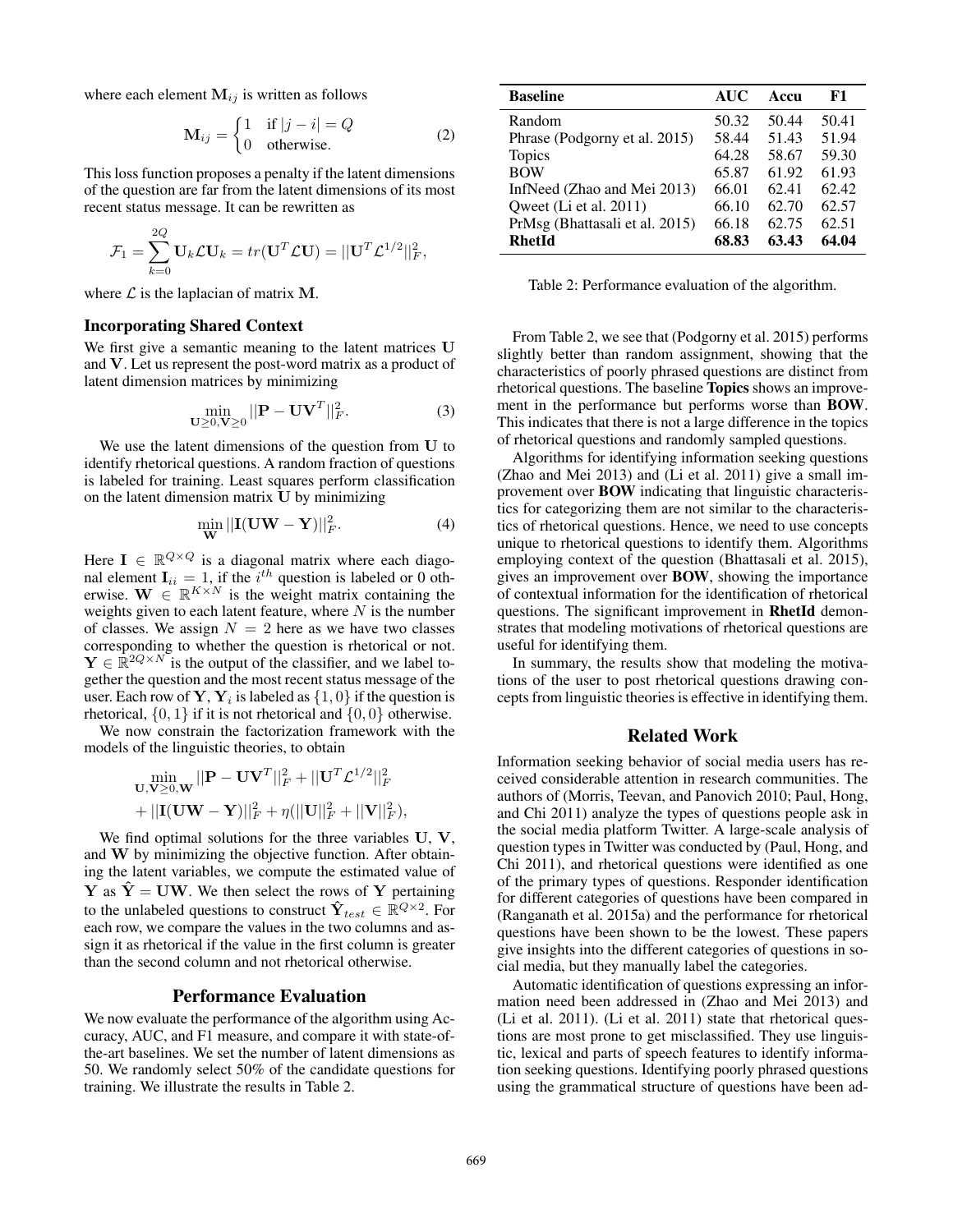where each element $\mathbf{M}_{ij}$ is written as follows

$$\mathbf{M}_{ij} = \begin{cases} 1 & \text{if } |j - i| = Q \\ 0 & \text{otherwise.} \end{cases} \tag{2}$$

This loss function proposes a penalty if the latent dimensions of the question are far from the latent dimensions of its most recent status message. It can be rewritten as

$$\mathcal{F}_1 = \sum_{k=0}^{2Q} \mathbf{U}_k \mathcal{L} \mathbf{U}_k = tr(\mathbf{U}^T \mathcal{L} \mathbf{U}) = ||\mathbf{U}^T \mathcal{L}^{1/2}||_F^2,$$

where $\mathcal{L}$ is the laplacian of matrix $\mathbf{M}$.

### Incorporating Shared Context

We first give a semantic meaning to the latent matrices $\mathbf{U}$ and $\mathbf{V}$. Let us represent the post-word matrix as a product of latent dimension matrices by minimizing

$$\min_{\mathbf{U} \geq 0, \mathbf{V} \geq 0} ||\mathbf{P} - \mathbf{U}\mathbf{V}^T||_F^2. \tag{3}$$

We use the latent dimensions of the question from $\mathbf{U}$ to identify rhetorical questions. A random fraction of questions is labeled for training. Least squares perform classification on the latent dimension matrix $\mathbf{U}$ by minimizing

$$\min_{\mathbf{W}} ||\mathbf{I}(\mathbf{U}\mathbf{W} - \mathbf{Y})||_F^2. \tag{4}$$

Here $\mathbf{I} \in \mathbb{R}^{Q \times Q}$ is a diagonal matrix where each diagonal element $\mathbf{I}_{ii} = 1$, if the $i^{th}$ question is labeled or 0 otherwise. $\mathbf{W} \in \mathbb{R}^{K \times N}$ is the weight matrix containing the weights given to each latent feature, where $N$ is the number of classes. We assign $N = 2$ here as we have two classes corresponding to whether the question is rhetorical or not. $\mathbf{Y} \in \mathbb{R}^{2Q \times N}$ is the output of the classifier, and we label together the question and the most recent status message of the user. Each row of $\mathbf{Y}$, $\mathbf{Y}_i$ is labeled as $\{1, 0\}$ if the question is rhetorical, $\{0, 1\}$ if it is not rhetorical and $\{0, 0\}$ otherwise.

We now constrain the factorization framework with the models of the linguistic theories, to obtain

$$\min_{\mathbf{U}, \mathbf{V} \geq 0, \mathbf{W}} ||\mathbf{P} - \mathbf{U}\mathbf{V}^T||_F^2 + ||\mathbf{U}^T \mathcal{L}^{1/2}||_F^2 + ||\mathbf{I}(\mathbf{U}\mathbf{W} - \mathbf{Y})||_F^2 + \eta(||\mathbf{U}||_F^2 + ||\mathbf{V}||_F^2),$$

We find optimal solutions for the three variables $\mathbf{U}$, $\mathbf{V}$, and $\mathbf{W}$ by minimizing the objective function. After obtaining the latent variables, we compute the estimated value of $\mathbf{Y}$ as $\hat{\mathbf{Y}} = \mathbf{U}\mathbf{W}$. We then select the rows of $\mathbf{Y}$ pertaining to the unlabeled questions to construct $\hat{\mathbf{Y}}_{test} \in \mathbb{R}^{Q \times 2}$. For each row, we compare the values in the two columns and assign it as rhetorical if the value in the first column is greater than the second column and not rhetorical otherwise.

## Performance Evaluation

We now evaluate the performance of the algorithm using Accuracy, AUC, and F1 measure, and compare it with state-of-the-art baselines. We set the number of latent dimensions as 50. We randomly select 50% of the candidate questions for training. We illustrate the results in Table 2.

| Baseline | AUC | Accu | F1 |
|---|---|---|---|
| Random | 50.32 | 50.44 | 50.41 |
| Phrase (Podgorny et al. 2015) | 58.44 | 51.43 | 51.94 |
| Topics | 64.28 | 58.67 | 59.30 |
| BOW | 65.87 | 61.92 | 61.93 |
| InfNeed (Zhao and Mei 2013) | 66.01 | 62.41 | 62.42 |
| Qweet (Li et al. 2011) | 66.10 | 62.70 | 62.57 |
| PrMsg (Bhattasali et al. 2015) | 66.18 | 62.75 | 62.51 |
| **RhetId** | **68.83** | **63.43** | **64.04** |

Table 2: Performance evaluation of the algorithm.

From Table 2, we see that (Podgorny et al. 2015) performs slightly better than random assignment, showing that the characteristics of poorly phrased questions are distinct from rhetorical questions. The baseline **Topics** shows an improvement in the performance but performs worse than **BOW**. This indicates that there is not a large difference in the topics of rhetorical questions and randomly sampled questions.

Algorithms for identifying information seeking questions (Zhao and Mei 2013) and (Li et al. 2011) give a small improvement over **BOW** indicating that linguistic characteristics for categorizing them are not similar to the characteristics of rhetorical questions. Hence, we need to use concepts unique to rhetorical questions to identify them. Algorithms employing context of the question (Bhattasali et al. 2015), gives an improvement over **BOW**, showing the importance of contextual information for the identification of rhetorical questions. The significant improvement in **RhetId** demonstrates that modeling motivations of rhetorical questions are useful for identifying them.

In summary, the results show that modeling the motivations of the user to post rhetorical questions drawing concepts from linguistic theories is effective in identifying them.

## Related Work

Information seeking behavior of social media users has received considerable attention in research communities. The authors of (Morris, Teevan, and Panovich 2010; Paul, Hong, and Chi 2011) analyze the types of questions people ask in the social media platform Twitter. A large-scale analysis of question types in Twitter was conducted by (Paul, Hong, and Chi 2011), and rhetorical questions were identified as one of the primary types of questions. Responder identification for different categories of questions have been compared in (Ranganath et al. 2015a) and the performance for rhetorical questions have been shown to be the lowest. These papers give insights into the different categories of questions in social media, but they manually label the categories.

Automatic identification of questions expressing an information need been addressed in (Zhao and Mei 2013) and (Li et al. 2011). (Li et al. 2011) state that rhetorical questions are most prone to get misclassified. They use linguistic, lexical and parts of speech features to identify information seeking questions. Identifying poorly phrased questions using the grammatical structure of questions have been ad-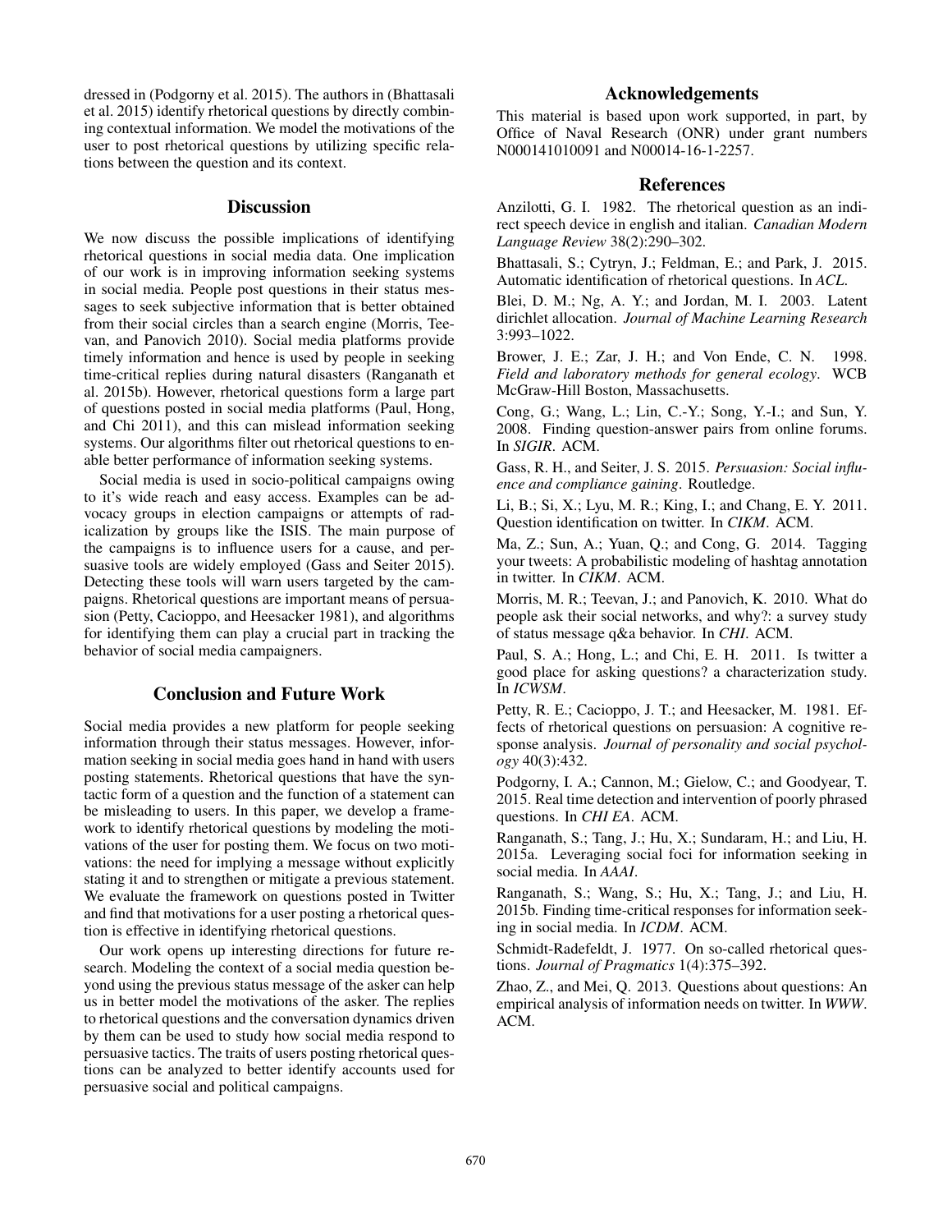dressed in (Podgorny et al. 2015). The authors in (Bhattasali et al. 2015) identify rhetorical questions by directly combining contextual information. We model the motivations of the user to post rhetorical questions by utilizing specific relations between the question and its context.

## Discussion

We now discuss the possible implications of identifying rhetorical questions in social media data. One implication of our work is in improving information seeking systems in social media. People post questions in their status messages to seek subjective information that is better obtained from their social circles than a search engine (Morris, Teevan, and Panovich 2010). Social media platforms provide timely information and hence is used by people in seeking time-critical replies during natural disasters (Ranganath et al. 2015b). However, rhetorical questions form a large part of questions posted in social media platforms (Paul, Hong, and Chi 2011), and this can mislead information seeking systems. Our algorithms filter out rhetorical questions to enable better performance of information seeking systems.

Social media is used in socio-political campaigns owing to it's wide reach and easy access. Examples can be advocacy groups in election campaigns or attempts of radicalization by groups like the ISIS. The main purpose of the campaigns is to influence users for a cause, and persuasive tools are widely employed (Gass and Seiter 2015). Detecting these tools will warn users targeted by the campaigns. Rhetorical questions are important means of persuasion (Petty, Cacioppo, and Heesacker 1981), and algorithms for identifying them can play a crucial part in tracking the behavior of social media campaigners.

## Conclusion and Future Work

Social media provides a new platform for people seeking information through their status messages. However, information seeking in social media goes hand in hand with users posting statements. Rhetorical questions that have the syntactic form of a question and the function of a statement can be misleading to users. In this paper, we develop a framework to identify rhetorical questions by modeling the motivations of the user for posting them. We focus on two motivations: the need for implying a message without explicitly stating it and to strengthen or mitigate a previous statement. We evaluate the framework on questions posted in Twitter and find that motivations for a user posting a rhetorical question is effective in identifying rhetorical questions.

Our work opens up interesting directions for future research. Modeling the context of a social media question beyond using the previous status message of the asker can help us in better model the motivations of the asker. The replies to rhetorical questions and the conversation dynamics driven by them can be used to study how social media respond to persuasive tactics. The traits of users posting rhetorical questions can be analyzed to better identify accounts used for persuasive social and political campaigns.

## Acknowledgements

This material is based upon work supported, in part, by Office of Naval Research (ONR) under grant numbers N000141010091 and N00014-16-1-2257.

## References

Anzilotti, G. I. 1982. The rhetorical question as an indirect speech device in english and italian. *Canadian Modern Language Review* 38(2):290–302.

Bhattasali, S.; Cytryn, J.; Feldman, E.; and Park, J. 2015. Automatic identification of rhetorical questions. In *ACL*.

Blei, D. M.; Ng, A. Y.; and Jordan, M. I. 2003. Latent dirichlet allocation. *Journal of Machine Learning Research* 3:993–1022.

Brower, J. E.; Zar, J. H.; and Von Ende, C. N. 1998. *Field and laboratory methods for general ecology*. WCB McGraw-Hill Boston, Massachusetts.

Cong, G.; Wang, L.; Lin, C.-Y.; Song, Y.-I.; and Sun, Y. 2008. Finding question-answer pairs from online forums. In *SIGIR*. ACM.

Gass, R. H., and Seiter, J. S. 2015. *Persuasion: Social influence and compliance gaining*. Routledge.

Li, B.; Si, X.; Lyu, M. R.; King, I.; and Chang, E. Y. 2011. Question identification on twitter. In *CIKM*. ACM.

Ma, Z.; Sun, A.; Yuan, Q.; and Cong, G. 2014. Tagging your tweets: A probabilistic modeling of hashtag annotation in twitter. In *CIKM*. ACM.

Morris, M. R.; Teevan, J.; and Panovich, K. 2010. What do people ask their social networks, and why?: a survey study of status message q&a behavior. In *CHI*. ACM.

Paul, S. A.; Hong, L.; and Chi, E. H. 2011. Is twitter a good place for asking questions? a characterization study. In *ICWSM*.

Petty, R. E.; Cacioppo, J. T.; and Heesacker, M. 1981. Effects of rhetorical questions on persuasion: A cognitive response analysis. *Journal of personality and social psychology* 40(3):432.

Podgorny, I. A.; Cannon, M.; Gielow, C.; and Goodyear, T. 2015. Real time detection and intervention of poorly phrased questions. In *CHI EA*. ACM.

Ranganath, S.; Tang, J.; Hu, X.; Sundaram, H.; and Liu, H. 2015a. Leveraging social foci for information seeking in social media. In *AAAI*.

Ranganath, S.; Wang, S.; Hu, X.; Tang, J.; and Liu, H. 2015b. Finding time-critical responses for information seeking in social media. In *ICDM*. ACM.

Schmidt-Radefeldt, J. 1977. On so-called rhetorical questions. *Journal of Pragmatics* 1(4):375–392.

Zhao, Z., and Mei, Q. 2013. Questions about questions: An empirical analysis of information needs on twitter. In *WWW*. ACM.